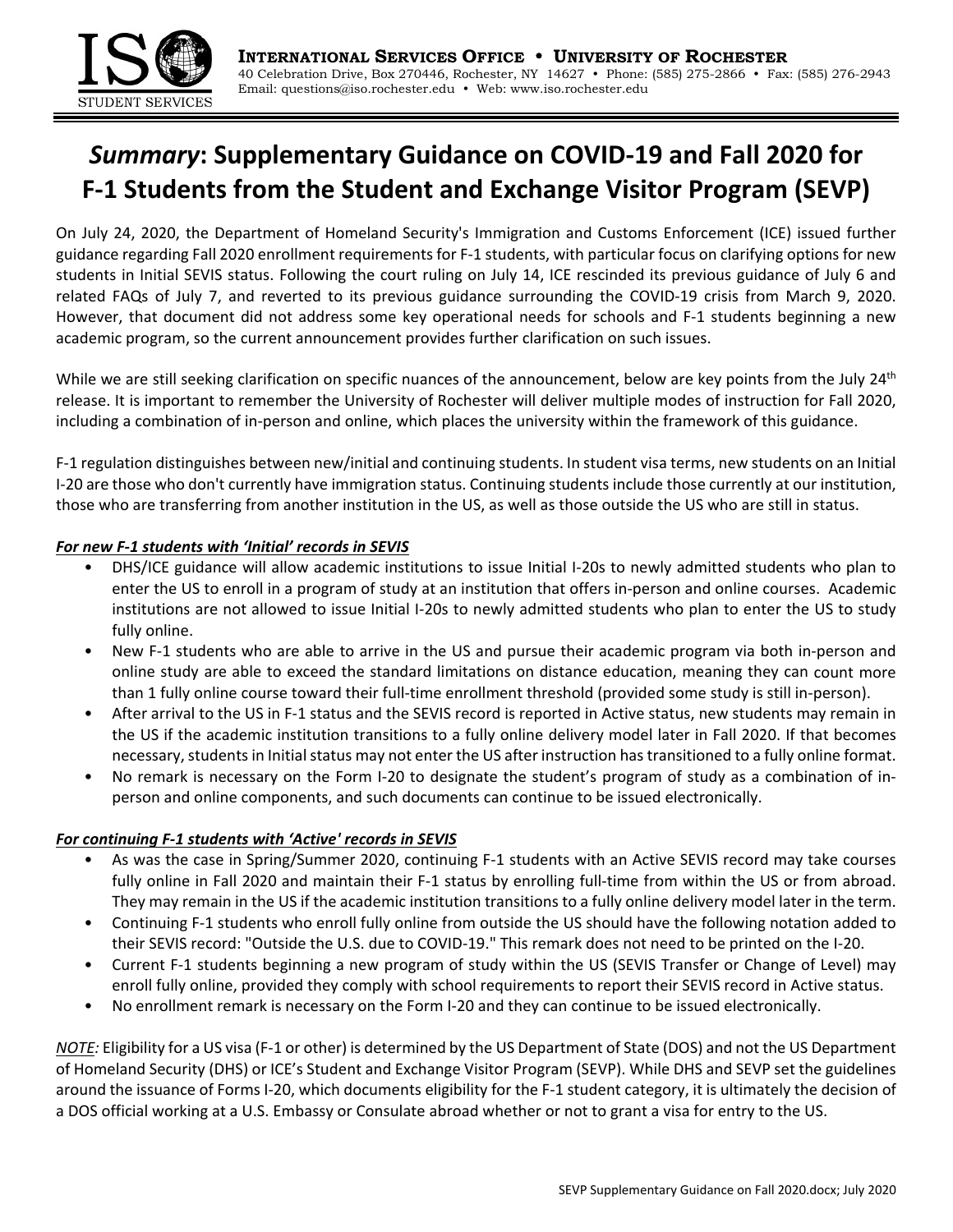**INTERNATIONAL SERVICES OFFICE • UNIVERSITY OF ROCHESTER**
40 Celebration Drive, Box 270446, Rochester, NY 14627 • Phone: (585) 275-2866 • Fax: (585) 276-2943
Email: questions@iso.rochester.edu • Web: www.iso.rochester.edu

# *Summary*: Supplementary Guidance on COVID-19 and Fall 2020 for F-1 Students from the Student and Exchange Visitor Program (SEVP)

On July 24, 2020, the Department of Homeland Security's Immigration and Customs Enforcement (ICE) issued further guidance regarding Fall 2020 enrollment requirements for F-1 students, with particular focus on clarifying options for new students in Initial SEVIS status. Following the court ruling on July 14, ICE rescinded its previous guidance of July 6 and related FAQs of July 7, and reverted to its previous guidance surrounding the COVID-19 crisis from March 9, 2020. However, that document did not address some key operational needs for schools and F-1 students beginning a new academic program, so the current announcement provides further clarification on such issues.

While we are still seeking clarification on specific nuances of the announcement, below are key points from the July 24th release. It is important to remember the University of Rochester will deliver multiple modes of instruction for Fall 2020, including a combination of in-person and online, which places the university within the framework of this guidance.

F-1 regulation distinguishes between new/initial and continuing students. In student visa terms, new students on an Initial I-20 are those who don't currently have immigration status. Continuing students include those currently at our institution, those who are transferring from another institution in the US, as well as those outside the US who are still in status.

***For new F-1 students with 'Initial' records in SEVIS***

- DHS/ICE guidance will allow academic institutions to issue Initial I-20s to newly admitted students who plan to enter the US to enroll in a program of study at an institution that offers in-person and online courses. Academic institutions are not allowed to issue Initial I-20s to newly admitted students who plan to enter the US to study fully online.
- New F-1 students who are able to arrive in the US and pursue their academic program via both in-person and online study are able to exceed the standard limitations on distance education, meaning they can count more than 1 fully online course toward their full-time enrollment threshold (provided some study is still in-person).
- After arrival to the US in F-1 status and the SEVIS record is reported in Active status, new students may remain in the US if the academic institution transitions to a fully online delivery model later in Fall 2020. If that becomes necessary, students in Initial status may not enter the US after instruction has transitioned to a fully online format.
- No remark is necessary on the Form I-20 to designate the student's program of study as a combination of in-person and online components, and such documents can continue to be issued electronically.

***For continuing F-1 students with 'Active' records in SEVIS***

- As was the case in Spring/Summer 2020, continuing F-1 students with an Active SEVIS record may take courses fully online in Fall 2020 and maintain their F-1 status by enrolling full-time from within the US or from abroad. They may remain in the US if the academic institution transitions to a fully online delivery model later in the term.
- Continuing F-1 students who enroll fully online from outside the US should have the following notation added to their SEVIS record: "Outside the U.S. due to COVID-19." This remark does not need to be printed on the I-20.
- Current F-1 students beginning a new program of study within the US (SEVIS Transfer or Change of Level) may enroll fully online, provided they comply with school requirements to report their SEVIS record in Active status.
- No enrollment remark is necessary on the Form I-20 and they can continue to be issued electronically.

*NOTE:* Eligibility for a US visa (F-1 or other) is determined by the US Department of State (DOS) and not the US Department of Homeland Security (DHS) or ICE's Student and Exchange Visitor Program (SEVP). While DHS and SEVP set the guidelines around the issuance of Forms I-20, which documents eligibility for the F-1 student category, it is ultimately the decision of a DOS official working at a U.S. Embassy or Consulate abroad whether or not to grant a visa for entry to the US.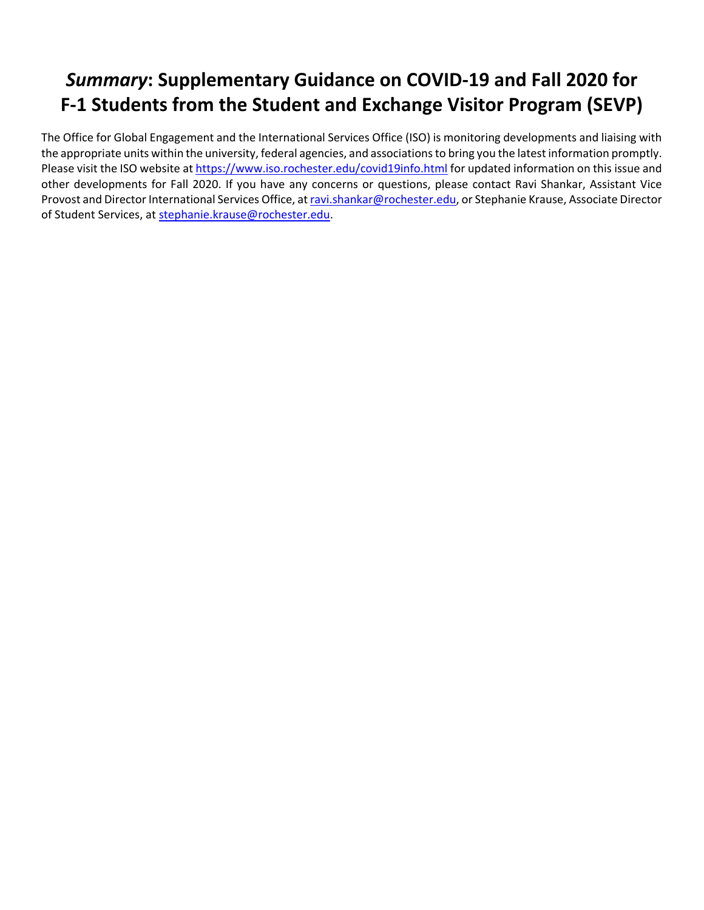# *Summary*: Supplementary Guidance on COVID-19 and Fall 2020 for F-1 Students from the Student and Exchange Visitor Program (SEVP)

The Office for Global Engagement and the International Services Office (ISO) is monitoring developments and liaising with the appropriate units within the university, federal agencies, and associations to bring you the latest information promptly. Please visit the ISO website at [https://www.iso.rochester.edu/covid19info.html](https://www.iso.rochester.edu/covid19info.html) for updated information on this issue and other developments for Fall 2020. If you have any concerns or questions, please contact Ravi Shankar, Assistant Vice Provost and Director International Services Office, at [ravi.shankar@rochester.edu](mailto:ravi.shankar@rochester.edu), or Stephanie Krause, Associate Director of Student Services, at [stephanie.krause@rochester.edu](mailto:stephanie.krause@rochester.edu).